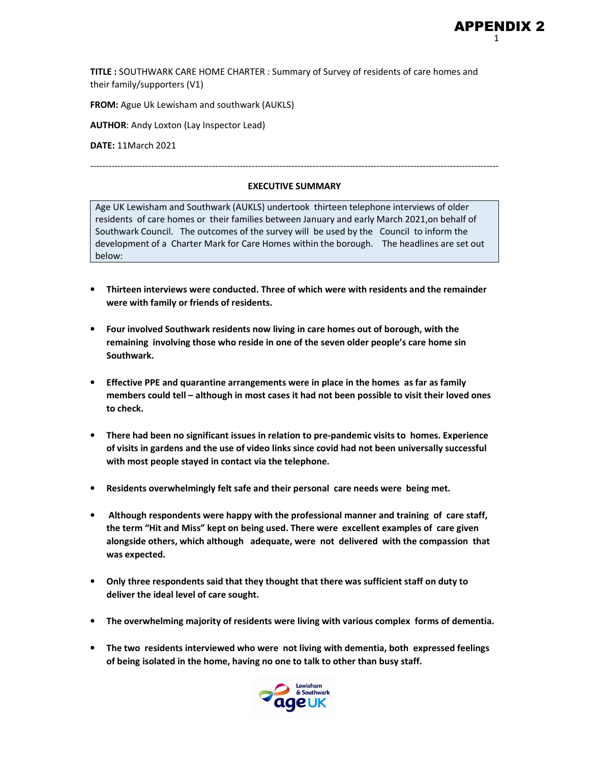**APPENDIX 2**

**TITLE :** SOUTHWARK CARE HOME CHARTER : Summary of Survey of residents of care homes and their family/supporters (V1)

**FROM:** Ague Uk Lewisham and southwark (AUKLS)

**AUTHOR**: Andy Loxton (Lay Inspector Lead)

**DATE:** 11March 2021

---

## EXECUTIVE SUMMARY

Age UK Lewisham and Southwark (AUKLS) undertook thirteen telephone interviews of older residents of care homes or their families between January and early March 2021,on behalf of Southwark Council. The outcomes of the survey will be used by the Council to inform the development of a Charter Mark for Care Homes within the borough. The headlines are set out below:

- **Thirteen interviews were conducted. Three of which were with residents and the remainder were with family or friends of residents.**
- **Four involved Southwark residents now living in care homes out of borough, with the remaining involving those who reside in one of the seven older people's care home sin Southwark.**
- **Effective PPE and quarantine arrangements were in place in the homes as far as family members could tell – although in most cases it had not been possible to visit their loved ones to check.**
- **There had been no significant issues in relation to pre-pandemic visits to homes. Experience of visits in gardens and the use of video links since covid had not been universally successful with most people stayed in contact via the telephone.**
- **Residents overwhelmingly felt safe and their personal care needs were being met.**
- **Although respondents were happy with the professional manner and training of care staff, the term "Hit and Miss" kept on being used. There were excellent examples of care given alongside others, which although adequate, were not delivered with the compassion that was expected.**
- **Only three respondents said that they thought that there was sufficient staff on duty to deliver the ideal level of care sought.**
- **The overwhelming majority of residents were living with various complex forms of dementia.**
- **The two residents interviewed who were not living with dementia, both expressed feelings of being isolated in the home, having no one to talk to other than busy staff.**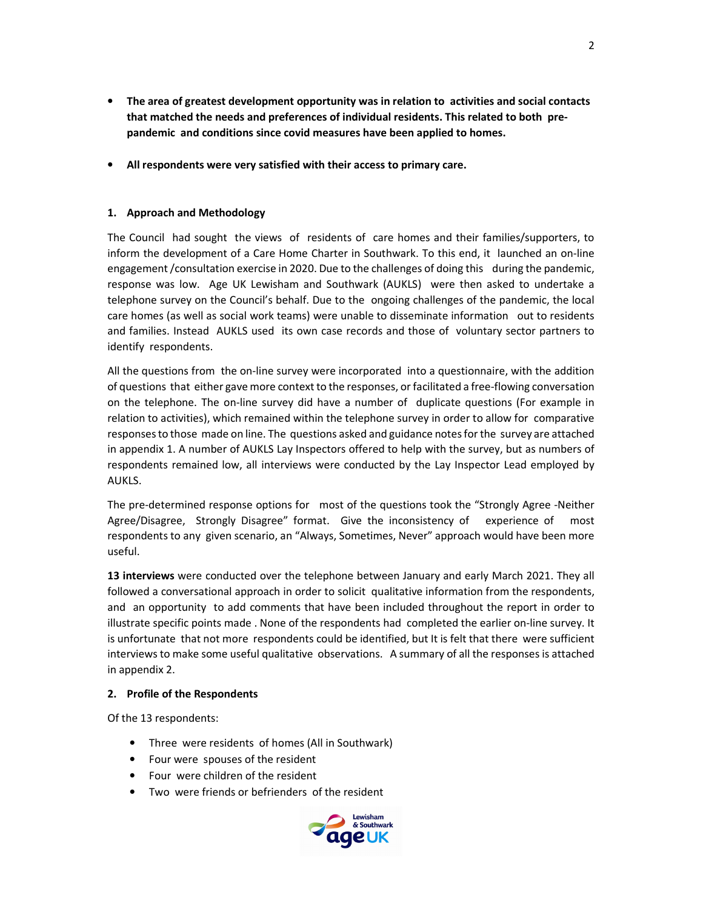- **The area of greatest development opportunity was in relation to activities and social contacts that matched the needs and preferences of individual residents. This related to both pre-pandemic and conditions since covid measures have been applied to homes.**
- **All respondents were very satisfied with their access to primary care.**

### 1. Approach and Methodology

The Council had sought the views of residents of care homes and their families/supporters, to inform the development of a Care Home Charter in Southwark. To this end, it launched an on-line engagement /consultation exercise in 2020. Due to the challenges of doing this during the pandemic, response was low. Age UK Lewisham and Southwark (AUKLS) were then asked to undertake a telephone survey on the Council's behalf. Due to the ongoing challenges of the pandemic, the local care homes (as well as social work teams) were unable to disseminate information out to residents and families. Instead AUKLS used its own case records and those of voluntary sector partners to identify respondents.

All the questions from the on-line survey were incorporated into a questionnaire, with the addition of questions that either gave more context to the responses, or facilitated a free-flowing conversation on the telephone. The on-line survey did have a number of duplicate questions (For example in relation to activities), which remained within the telephone survey in order to allow for comparative responses to those made on line. The questions asked and guidance notes for the survey are attached in appendix 1. A number of AUKLS Lay Inspectors offered to help with the survey, but as numbers of respondents remained low, all interviews were conducted by the Lay Inspector Lead employed by AUKLS.

The pre-determined response options for most of the questions took the "Strongly Agree -Neither Agree/Disagree, Strongly Disagree" format. Give the inconsistency of experience of most respondents to any given scenario, an "Always, Sometimes, Never" approach would have been more useful.

**13 interviews** were conducted over the telephone between January and early March 2021. They all followed a conversational approach in order to solicit qualitative information from the respondents, and an opportunity to add comments that have been included throughout the report in order to illustrate specific points made . None of the respondents had completed the earlier on-line survey. It is unfortunate that not more respondents could be identified, but It is felt that there were sufficient interviews to make some useful qualitative observations. A summary of all the responses is attached in appendix 2.

### 2. Profile of the Respondents

Of the 13 respondents:

- Three were residents of homes (All in Southwark)
- Four were spouses of the resident
- Four were children of the resident
- Two were friends or befrienders of the resident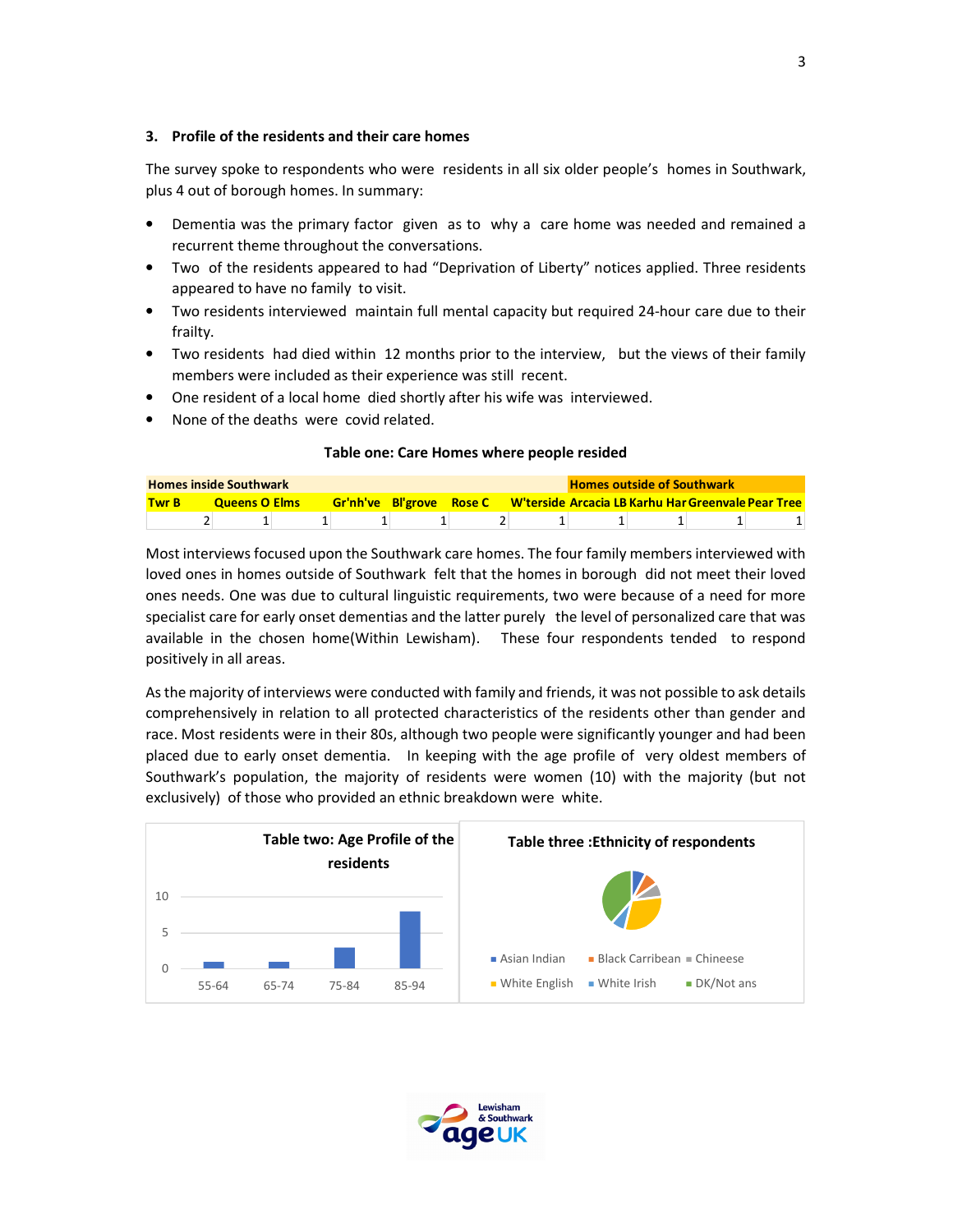## 3. Profile of the residents and their care homes

The survey spoke to respondents who were residents in all six older people's homes in Southwark, plus 4 out of borough homes. In summary:

- Dementia was the primary factor given as to why a care home was needed and remained a recurrent theme throughout the conversations.
- Two of the residents appeared to had "Deprivation of Liberty" notices applied. Three residents appeared to have no family to visit.
- Two residents interviewed maintain full mental capacity but required 24-hour care due to their frailty.
- Two residents had died within 12 months prior to the interview, but the views of their family members were included as their experience was still recent.
- One resident of a local home died shortly after his wife was interviewed.
- None of the deaths were covid related.

**Table one: Care Homes where people resided**

| Homes inside Southwark | | | | | | | Homes outside of Southwark | | | |
|---|---|---|---|---|---|---|---|---|---|---|
| Twr B | Queens | O Elms | Gr'nh've | Bl'grove | Rose C | W'terside | Arcacia LB | Karhu Har | Greenvale | Pear Tree |
| 2 | 1 | 1 | 1 | 1 | 2 | 1 | 1 | 1 | 1 | 1 |

Most interviews focused upon the Southwark care homes. The four family members interviewed with loved ones in homes outside of Southwark felt that the homes in borough did not meet their loved ones needs. One was due to cultural linguistic requirements, two were because of a need for more specialist care for early onset dementias and the latter purely the level of personalized care that was available in the chosen home(Within Lewisham). These four respondents tended to respond positively in all areas.

As the majority of interviews were conducted with family and friends, it was not possible to ask details comprehensively in relation to all protected characteristics of the residents other than gender and race. Most residents were in their 80s, although two people were significantly younger and had been placed due to early onset dementia. In keeping with the age profile of very oldest members of Southwark's population, the majority of residents were women (10) with the majority (but not exclusively) of those who provided an ethnic breakdown were white.

**Table two: Age Profile of the residents**

| Age | Residents |
|---|---|
| 55-64 | 1 |
| 65-74 | 1 |
| 75-84 | 3 |
| 85-94 | 8 |

**Table three :Ethnicity of respondents**

Legend: Asian Indian, Black Carribean, Chineese, White English, White Irish, DK/Not ans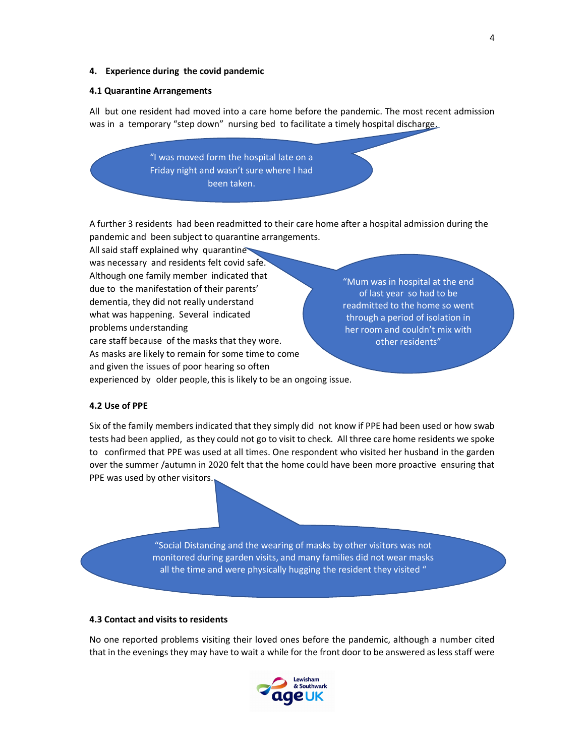## 4. Experience during the covid pandemic

### 4.1 Quarantine Arrangements

All but one resident had moved into a care home before the pandemic. The most recent admission was in a temporary "step down" nursing bed to facilitate a timely hospital discharge.

> "I was moved form the hospital late on a Friday night and wasn't sure where I had been taken.

A further 3 residents had been readmitted to their care home after a hospital admission during the pandemic and been subject to quarantine arrangements.

All said staff explained why quarantine was necessary and residents felt covid safe. Although one family member indicated that due to the manifestation of their parents' dementia, they did not really understand what was happening. Several indicated problems understanding care staff because of the masks that they wore. As masks are likely to remain for some time to come and given the issues of poor hearing so often experienced by older people, this is likely to be an ongoing issue.

> "Mum was in hospital at the end of last year so had to be readmitted to the home so went through a period of isolation in her room and couldn't mix with other residents"

### 4.2 Use of PPE

Six of the family members indicated that they simply did not know if PPE had been used or how swab tests had been applied, as they could not go to visit to check. All three care home residents we spoke to confirmed that PPE was used at all times. One respondent who visited her husband in the garden over the summer /autumn in 2020 felt that the home could have been more proactive ensuring that PPE was used by other visitors.

> "Social Distancing and the wearing of masks by other visitors was not monitored during garden visits, and many families did not wear masks all the time and were physically hugging the resident they visited "

### 4.3 Contact and visits to residents

No one reported problems visiting their loved ones before the pandemic, although a number cited that in the evenings they may have to wait a while for the front door to be answered as less staff were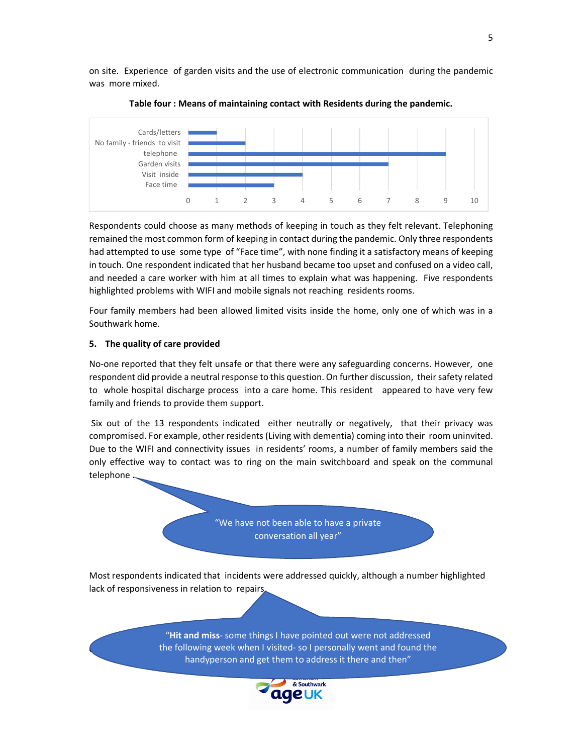on site. Experience of garden visits and the use of electronic communication during the pandemic was more mixed.

**Table four : Means of maintaining contact with Residents during the pandemic.**

| Means of contact | Number |
|---|---|
| Cards/letters | 1 |
| No family - friends to visit | 2 |
| telephone | 9 |
| Garden visits | 7 |
| Visit inside | 4 |
| Face time | 3 |

Respondents could choose as many methods of keeping in touch as they felt relevant. Telephoning remained the most common form of keeping in contact during the pandemic. Only three respondents had attempted to use some type of "Face time", with none finding it a satisfactory means of keeping in touch. One respondent indicated that her husband became too upset and confused on a video call, and needed a care worker with him at all times to explain what was happening. Five respondents highlighted problems with WIFI and mobile signals not reaching residents rooms.

Four family members had been allowed limited visits inside the home, only one of which was in a Southwark home.

**5. The quality of care provided**

No-one reported that they felt unsafe or that there were any safeguarding concerns. However, one respondent did provide a neutral response to this question. On further discussion, their safety related to whole hospital discharge process into a care home. This resident appeared to have very few family and friends to provide them support.

Six out of the 13 respondents indicated either neutrally or negatively, that their privacy was compromised. For example, other residents (Living with dementia) coming into their room uninvited. Due to the WIFI and connectivity issues in residents' rooms, a number of family members said the only effective way to contact was to ring on the main switchboard and speak on the communal telephone .

"We have not been able to have a private conversation all year"

Most respondents indicated that incidents were addressed quickly, although a number highlighted lack of responsiveness in relation to repairs.

"**Hit and miss**- some things I have pointed out were not addressed the following week when I visited- so I personally went and found the handyperson and get them to address it there and then"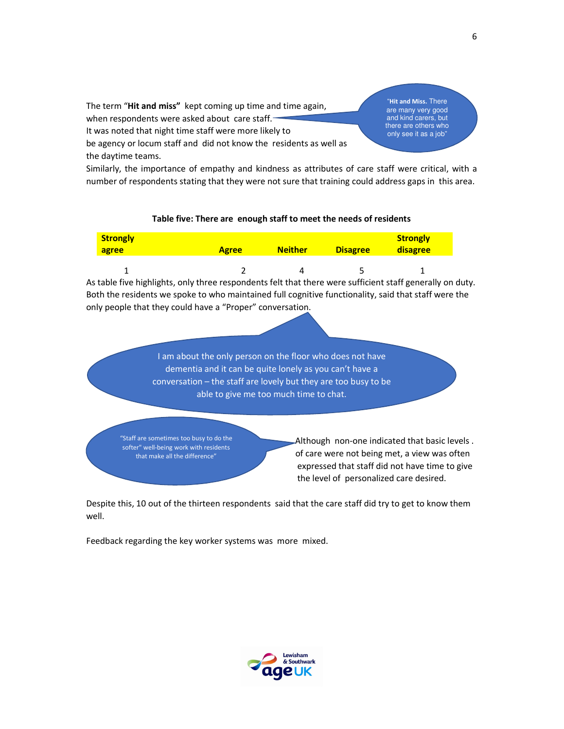The term "**Hit and miss"** kept coming up time and time again, when respondents were asked about care staff.

It was noted that night time staff were more likely to be agency or locum staff and did not know the residents as well as the daytime teams.

> "**Hit and Miss.** There are many very good and kind carers, but there are others who only see it as a job"

Similarly, the importance of empathy and kindness as attributes of care staff were critical, with a number of respondents stating that they were not sure training could address gaps in this area.

**Table five: There are enough staff to meet the needs of residents**

| Strongly agree | Agree | Neither | Disagree | Strongly disagree |
|---|---|---|---|---|
| 1 | 2 | 4 | 5 | 1 |

As table five highlights, only three respondents felt that there were sufficient staff generally on duty. Both the residents we spoke to who maintained full cognitive functionality, said that staff were the only people that they could have a "Proper" conversation.

> I am about the only person on the floor who does not have dementia and it can be quite lonely as you can't have a conversation – the staff are lovely but they are too busy to be able to give me too much time to chat.

> "Staff are sometimes too busy to do the softer" well-being work with residents that make all the difference"

Although non-one indicated that basic levels . of care were not being met, a view was often expressed that staff did not have time to give the level of personalized care desired.

Despite this, 10 out of the thirteen respondents said that the care staff did try to get to know them well.

Feedback regarding the key worker systems was more mixed.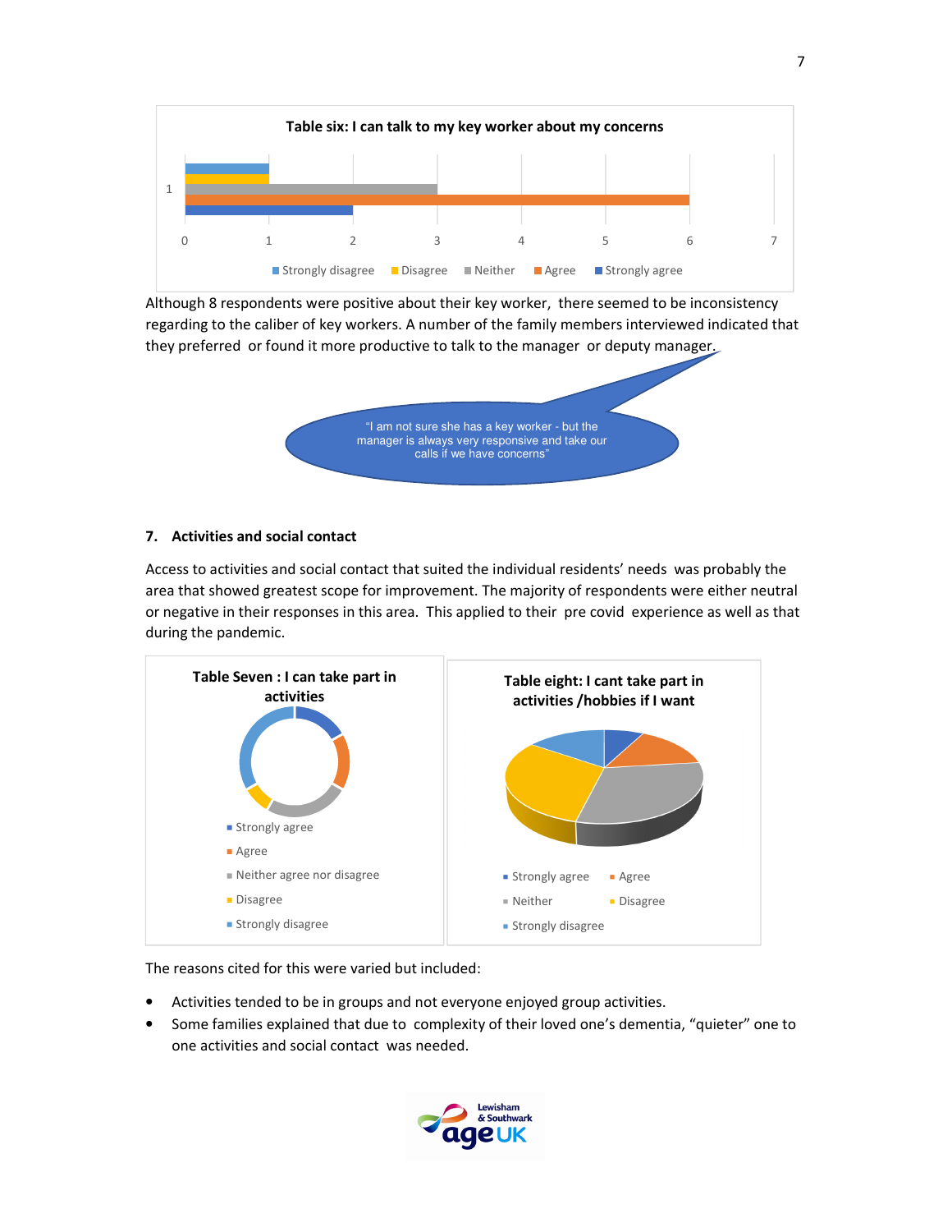**Table six: I can talk to my key worker about my concerns**

Although 8 respondents were positive about their key worker, there seemed to be inconsistency regarding to the caliber of key workers. A number of the family members interviewed indicated that they preferred or found it more productive to talk to the manager or deputy manager.

"I am not sure she has a key worker - but the manager is always very responsive and take our calls if we have concerns"

## 7. Activities and social contact

Access to activities and social contact that suited the individual residents' needs was probably the area that showed greatest scope for improvement. The majority of respondents were either neutral or negative in their responses in this area. This applied to their pre covid experience as well as that during the pandemic.

**Table Seven : I can take part in activities**

**Table eight: I cant take part in activities /hobbies if I want**

The reasons cited for this were varied but included:

- Activities tended to be in groups and not everyone enjoyed group activities.
- Some families explained that due to complexity of their loved one's dementia, "quieter" one to one activities and social contact was needed.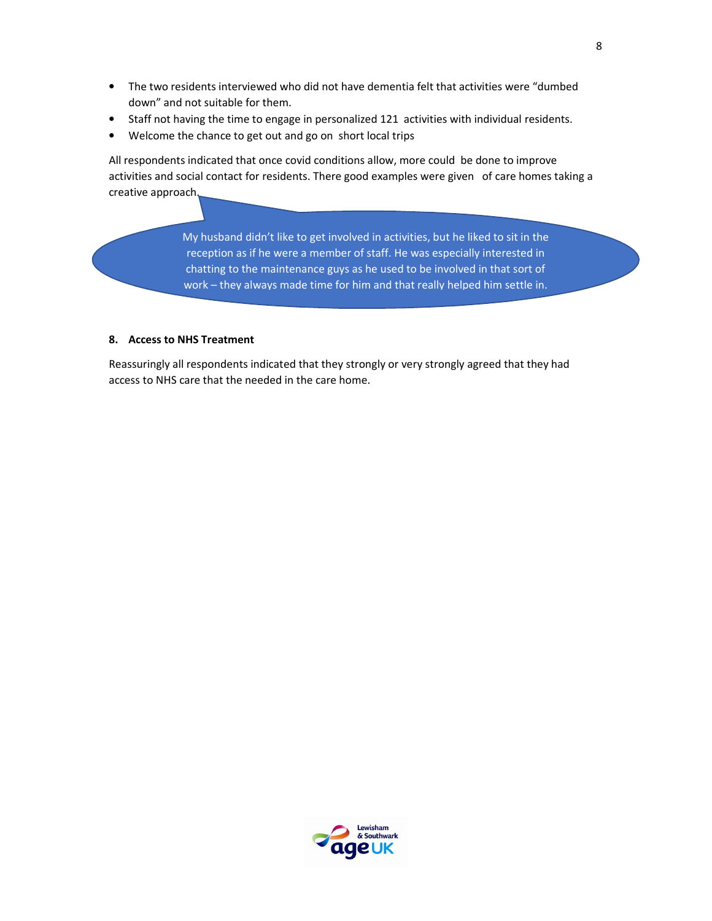- The two residents interviewed who did not have dementia felt that activities were "dumbed down" and not suitable for them.
- Staff not having the time to engage in personalized 121 activities with individual residents.
- Welcome the chance to get out and go on short local trips

All respondents indicated that once covid conditions allow, more could be done to improve activities and social contact for residents. There good examples were given of care homes taking a creative approach.

> My husband didn't like to get involved in activities, but he liked to sit in the reception as if he were a member of staff. He was especially interested in chatting to the maintenance guys as he used to be involved in that sort of work – they always made time for him and that really helped him settle in.

### 8. Access to NHS Treatment

Reassuringly all respondents indicated that they strongly or very strongly agreed that they had access to NHS care that the needed in the care home.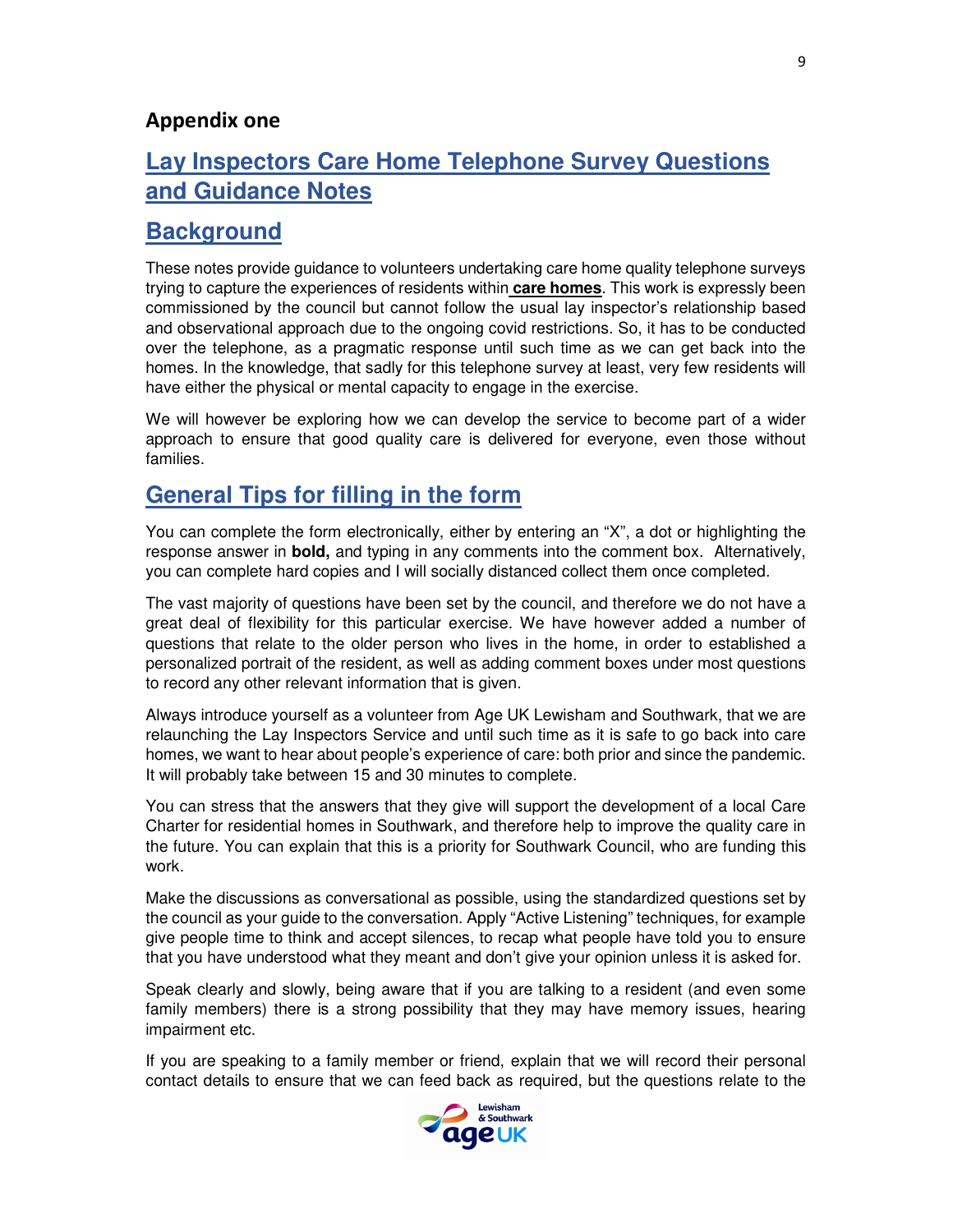## Appendix one

# Lay Inspectors Care Home Telephone Survey Questions and Guidance Notes

## Background

These notes provide guidance to volunteers undertaking care home quality telephone surveys trying to capture the experiences of residents within **care homes**. This work is expressly been commissioned by the council but cannot follow the usual lay inspector's relationship based and observational approach due to the ongoing covid restrictions. So, it has to be conducted over the telephone, as a pragmatic response until such time as we can get back into the homes. In the knowledge, that sadly for this telephone survey at least, very few residents will have either the physical or mental capacity to engage in the exercise.

We will however be exploring how we can develop the service to become part of a wider approach to ensure that good quality care is delivered for everyone, even those without families.

## General Tips for filling in the form

You can complete the form electronically, either by entering an "X", a dot or highlighting the response answer in **bold,** and typing in any comments into the comment box. Alternatively, you can complete hard copies and I will socially distanced collect them once completed.

The vast majority of questions have been set by the council, and therefore we do not have a great deal of flexibility for this particular exercise. We have however added a number of questions that relate to the older person who lives in the home, in order to established a personalized portrait of the resident, as well as adding comment boxes under most questions to record any other relevant information that is given.

Always introduce yourself as a volunteer from Age UK Lewisham and Southwark, that we are relaunching the Lay Inspectors Service and until such time as it is safe to go back into care homes, we want to hear about people's experience of care: both prior and since the pandemic. It will probably take between 15 and 30 minutes to complete.

You can stress that the answers that they give will support the development of a local Care Charter for residential homes in Southwark, and therefore help to improve the quality care in the future. You can explain that this is a priority for Southwark Council, who are funding this work.

Make the discussions as conversational as possible, using the standardized questions set by the council as your guide to the conversation. Apply "Active Listening" techniques, for example give people time to think and accept silences, to recap what people have told you to ensure that you have understood what they meant and don't give your opinion unless it is asked for.

Speak clearly and slowly, being aware that if you are talking to a resident (and even some family members) there is a strong possibility that they may have memory issues, hearing impairment etc.

If you are speaking to a family member or friend, explain that we will record their personal contact details to ensure that we can feed back as required, but the questions relate to the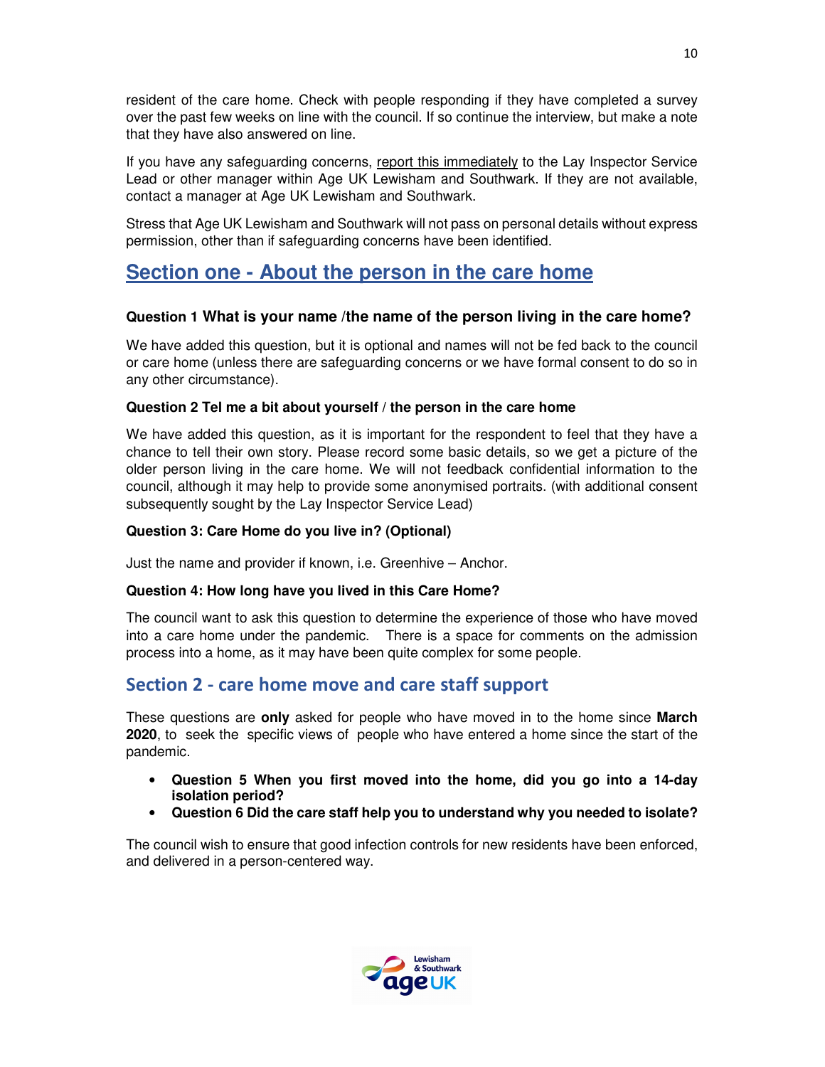resident of the care home. Check with people responding if they have completed a survey over the past few weeks on line with the council. If so continue the interview, but make a note that they have also answered on line.

If you have any safeguarding concerns, report this immediately to the Lay Inspector Service Lead or other manager within Age UK Lewisham and Southwark. If they are not available, contact a manager at Age UK Lewisham and Southwark.

Stress that Age UK Lewisham and Southwark will not pass on personal details without express permission, other than if safeguarding concerns have been identified.

## Section one - About the person in the care home

#### Question 1 What is your name /the name of the person living in the care home?

We have added this question, but it is optional and names will not be fed back to the council or care home (unless there are safeguarding concerns or we have formal consent to do so in any other circumstance).

#### Question 2 Tel me a bit about yourself / the person in the care home

We have added this question, as it is important for the respondent to feel that they have a chance to tell their own story. Please record some basic details, so we get a picture of the older person living in the care home. We will not feedback confidential information to the council, although it may help to provide some anonymised portraits. (with additional consent subsequently sought by the Lay Inspector Service Lead)

#### Question 3: Care Home do you live in? (Optional)

Just the name and provider if known, i.e. Greenhive – Anchor.

#### Question 4: How long have you lived in this Care Home?

The council want to ask this question to determine the experience of those who have moved into a care home under the pandemic. There is a space for comments on the admission process into a home, as it may have been quite complex for some people.

## Section 2 - care home move and care staff support

These questions are **only** asked for people who have moved in to the home since **March 2020**, to seek the specific views of people who have entered a home since the start of the pandemic.

- **Question 5 When you first moved into the home, did you go into a 14-day isolation period?**
- **Question 6 Did the care staff help you to understand why you needed to isolate?**

The council wish to ensure that good infection controls for new residents have been enforced, and delivered in a person-centered way.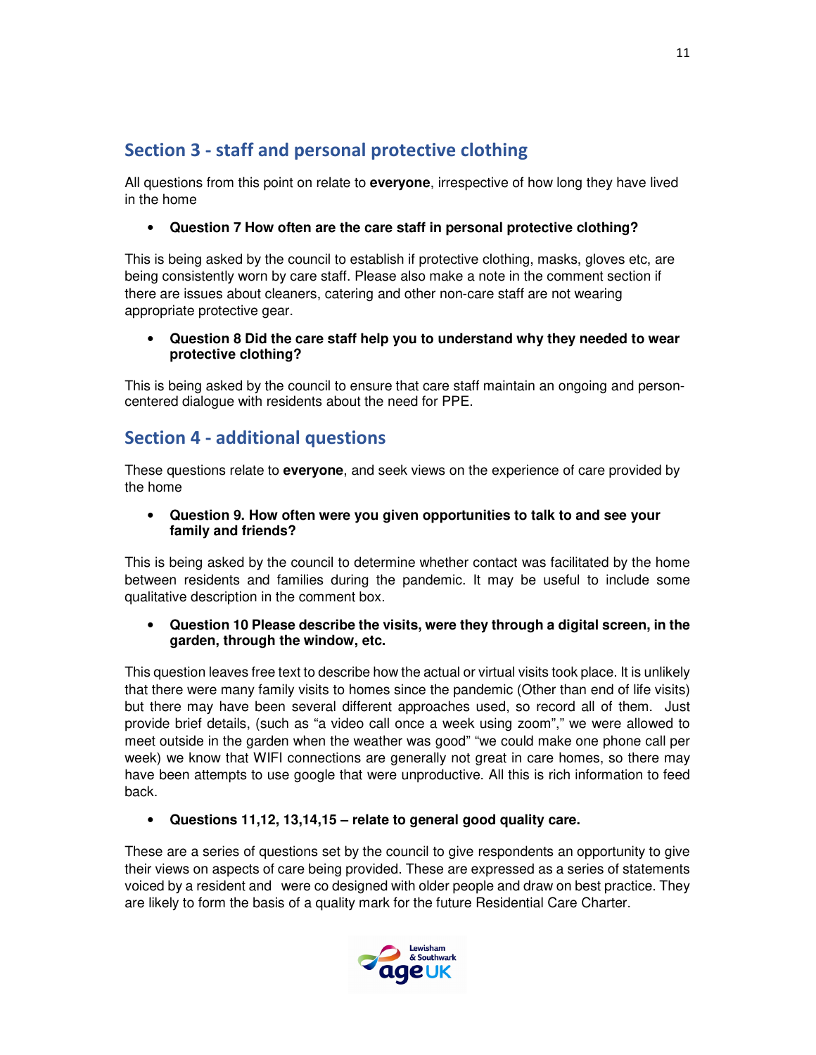## Section 3 - staff and personal protective clothing

All questions from this point on relate to **everyone**, irrespective of how long they have lived in the home

- **Question 7 How often are the care staff in personal protective clothing?**

This is being asked by the council to establish if protective clothing, masks, gloves etc, are being consistently worn by care staff. Please also make a note in the comment section if there are issues about cleaners, catering and other non-care staff are not wearing appropriate protective gear.

- **Question 8 Did the care staff help you to understand why they needed to wear protective clothing?**

This is being asked by the council to ensure that care staff maintain an ongoing and person-centered dialogue with residents about the need for PPE.

## Section 4 - additional questions

These questions relate to **everyone**, and seek views on the experience of care provided by the home

- **Question 9. How often were you given opportunities to talk to and see your family and friends?**

This is being asked by the council to determine whether contact was facilitated by the home between residents and families during the pandemic. It may be useful to include some qualitative description in the comment box.

- **Question 10 Please describe the visits, were they through a digital screen, in the garden, through the window, etc.**

This question leaves free text to describe how the actual or virtual visits took place. It is unlikely that there were many family visits to homes since the pandemic (Other than end of life visits) but there may have been several different approaches used, so record all of them. Just provide brief details, (such as "a video call once a week using zoom"," we were allowed to meet outside in the garden when the weather was good" "we could make one phone call per week) we know that WIFI connections are generally not great in care homes, so there may have been attempts to use google that were unproductive. All this is rich information to feed back.

- **Questions 11,12, 13,14,15 – relate to general good quality care.**

These are a series of questions set by the council to give respondents an opportunity to give their views on aspects of care being provided. These are expressed as a series of statements voiced by a resident and were co designed with older people and draw on best practice. They are likely to form the basis of a quality mark for the future Residential Care Charter.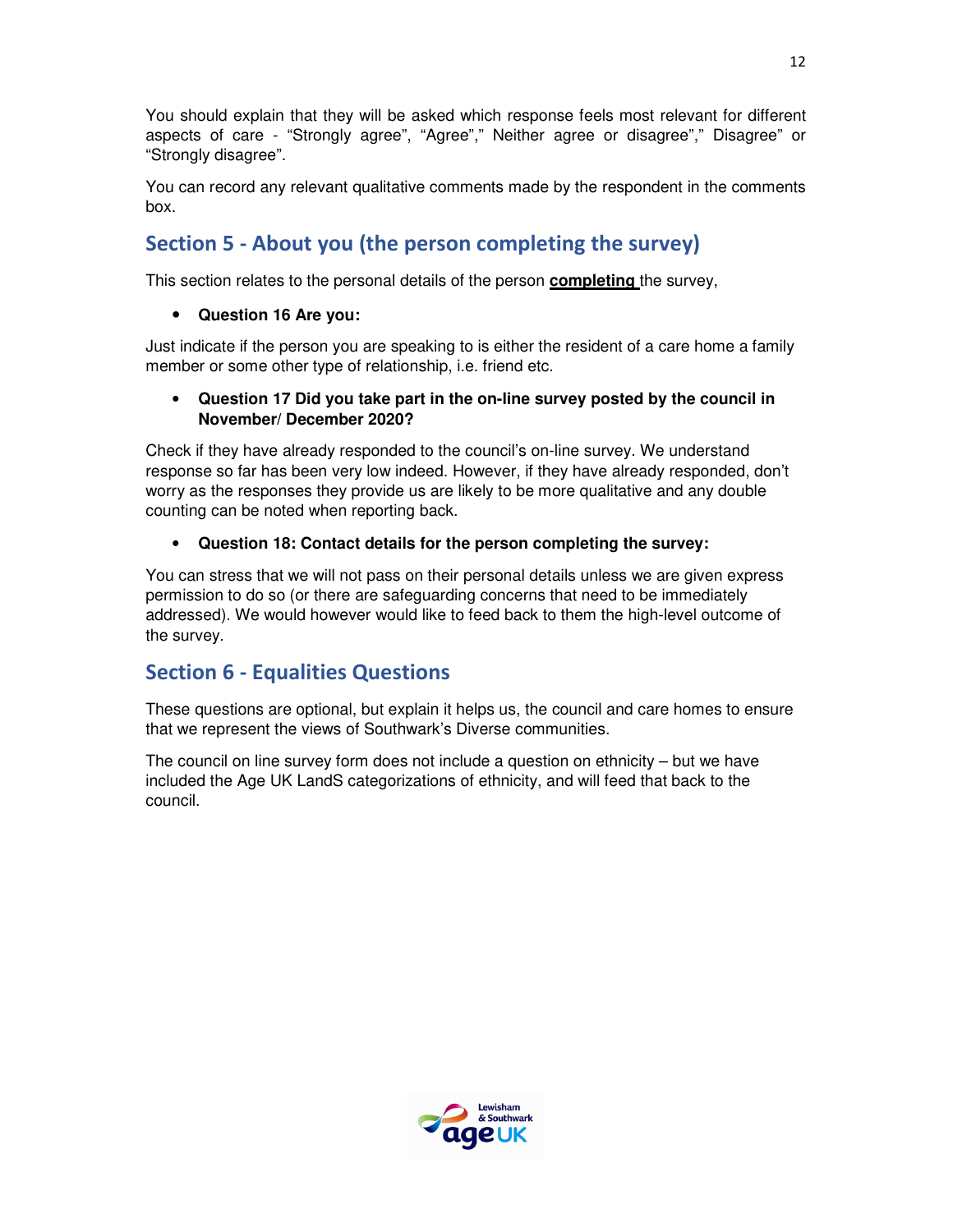You should explain that they will be asked which response feels most relevant for different aspects of care - "Strongly agree", "Agree"," Neither agree or disagree"," Disagree" or "Strongly disagree".

You can record any relevant qualitative comments made by the respondent in the comments box.

## Section 5 - About you (the person completing the survey)

This section relates to the personal details of the person **completing** the survey,

- **Question 16 Are you:**

Just indicate if the person you are speaking to is either the resident of a care home a family member or some other type of relationship, i.e. friend etc.

- **Question 17 Did you take part in the on-line survey posted by the council in November/ December 2020?**

Check if they have already responded to the council's on-line survey. We understand response so far has been very low indeed. However, if they have already responded, don't worry as the responses they provide us are likely to be more qualitative and any double counting can be noted when reporting back.

- **Question 18: Contact details for the person completing the survey:**

You can stress that we will not pass on their personal details unless we are given express permission to do so (or there are safeguarding concerns that need to be immediately addressed). We would however would like to feed back to them the high-level outcome of the survey.

## Section 6 - Equalities Questions

These questions are optional, but explain it helps us, the council and care homes to ensure that we represent the views of Southwark's Diverse communities.

The council on line survey form does not include a question on ethnicity – but we have included the Age UK LandS categorizations of ethnicity, and will feed that back to the council.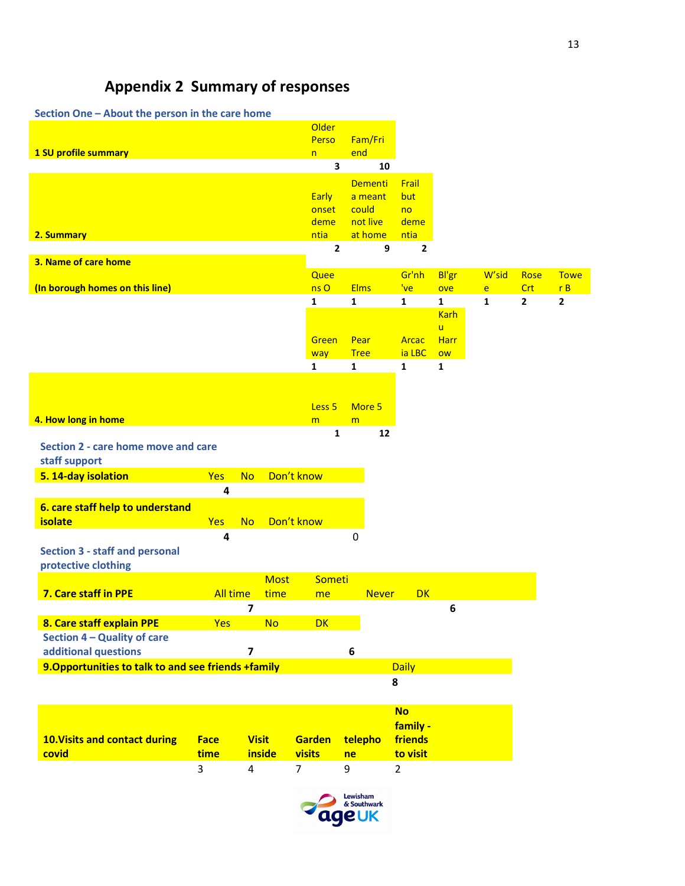## Appendix 2 Summary of responses

### Section One – About the person in the care home

| 1 SU profile summary | Older Person | Fam/Friend |
|---|---|---|
| | 3 | 10 |

| 2. Summary | Early onset dementia | Dementia meant could not live at home | Frail but no dementia |
|---|---|---|---|
| | 2 | 9 | 2 |

| 3. Name of care home (In borough homes on this line) | Queens O | Elms | Gr'nh 've | Bl'grove | W'side | Rose Crt | Tower B |
|---|---|---|---|---|---|---|---|
| | 1 | 1 | 1 | 1 | 1 | 2 | 2 |
| | Greenway | Pear Tree | Arcacia LBC | Karhu Harrow | | | |
| | 1 | 1 | 1 | 1 | | | |

| 4. How long in home | Less 5 m | More 5 m |
|---|---|---|
| | 1 | 12 |

### Section 2 - care home move and care staff support

| 5. 14-day isolation | Yes | No | Don't know |
|---|---|---|---|
| | 4 | | |

| 6. care staff help to understand isolate | Yes | No | Don't know |
|---|---|---|---|
| | 4 | | 0 |

### Section 3 - staff and personal protective clothing

| 7. Care staff in PPE | All time | Most time | Sometime | Never | DK |
|---|---|---|---|---|---|
| | 7 | | | | 6 |

| 8. Care staff explain PPE | Yes | No | DK |
|---|---|---|---|
| | 7 | | 6 |

### Section 4 – Quality of care additional questions

| 9.Opportunities to talk to and see friends +family | Daily |
|---|---|
| | 8 |

| 10.Visits and contact during covid | Face time | Visit inside | Garden visits | telephone | No family - friends to visit |
|---|---|---|---|---|---|
| | 3 | 4 | 7 | 9 | 2 |

Lewisham & Southwark age UK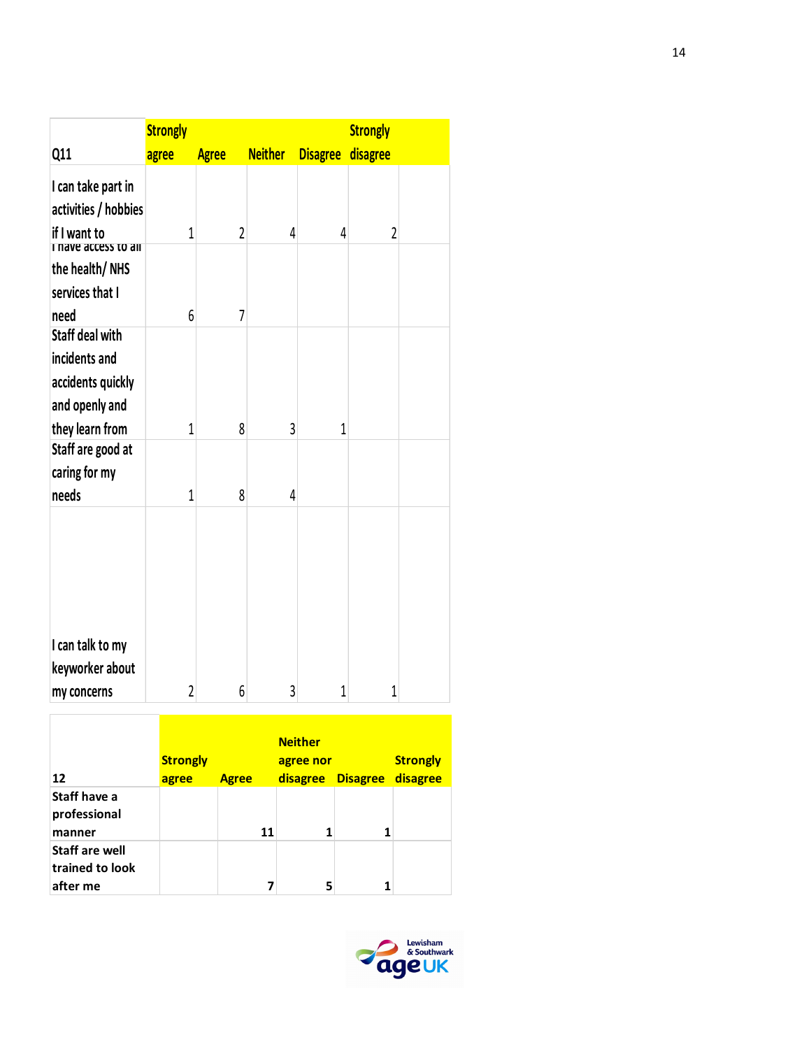| Q11 | Strongly agree | Agree | Neither | Disagree | Strongly disagree |
|---|---|---|---|---|---|
| I can take part in activities / hobbies if I want to | 1 | 2 | 4 | 4 | 2 |
| I have access to all the health/ NHS services that I need | 6 | 7 | | | |
| Staff deal with incidents and accidents quickly and openly and they learn from | 1 | 8 | 3 | 1 | |
| Staff are good at caring for my needs | 1 | 8 | 4 | | |
| I can talk to my keyworker about my concerns | 2 | 6 | 3 | 1 | 1 |

| 12 | Strongly agree | Agree | Neither agree nor disagree | Disagree | Strongly disagree |
|---|---|---|---|---|---|
| Staff have a professional manner | | 11 | 1 | 1 | |
| Staff are well trained to look after me | | 7 | 5 | 1 | |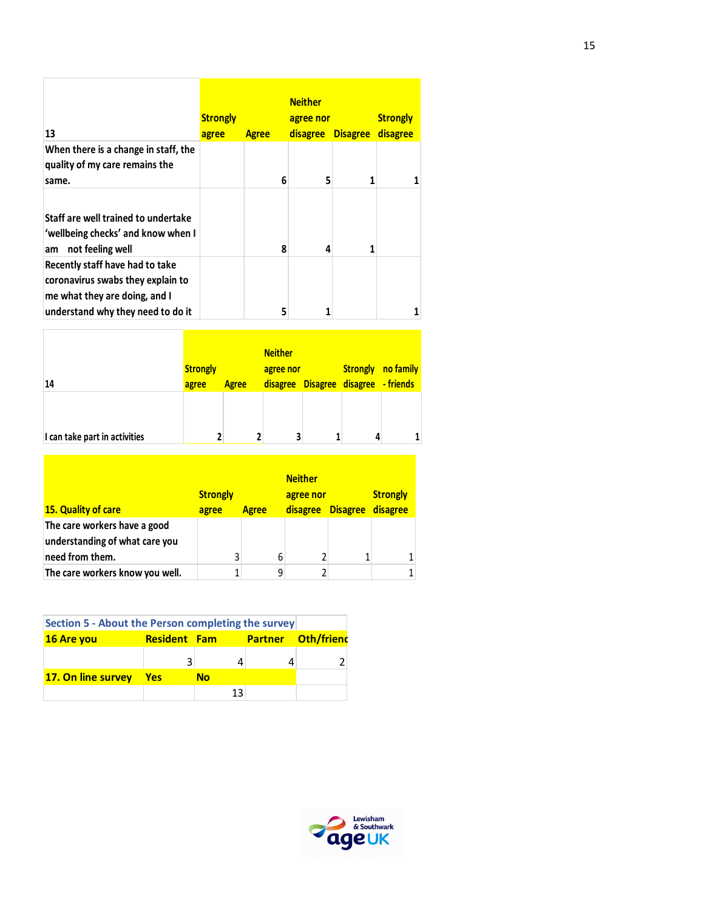| 13 | Strongly agree | Agree | Neither agree nor disagree | Disagree | Strongly disagree |
|---|---|---|---|---|---|
| When there is a change in staff, the quality of my care remains the same. | | 6 | 5 | 1 | 1 |
| Staff are well trained to undertake 'wellbeing checks' and know when I am not feeling well | | 8 | 4 | 1 | |
| Recently staff have had to take coronavirus swabs they explain to me what they are doing, and I understand why they need to do it | | 5 | 1 | | 1 |

| 14 | Strongly agree | Agree | Neither agree nor disagree | Disagree | Strongly disagree | no family - friends |
|---|---|---|---|---|---|---|
| I can take part in activities | 2 | 2 | 3 | 1 | 4 | 1 |

| 15. Quality of care | Strongly agree | Agree | Neither agree nor disagree | Disagree | Strongly disagree |
|---|---|---|---|---|---|
| The care workers have a good understanding of what care you need from them. | 3 | 6 | 2 | 1 | 1 |
| The care workers know you well. | 1 | 9 | 2 | | 1 |

| Section 5 - About the Person completing the survey | | | | |
|---|---|---|---|---|
| 16 Are you | Resident | Fam | Partner | Oth/frienc |
| | 3 | 4 | 4 | 2 |
| 17. On line survey | Yes | No | | |
| | | 13 | | |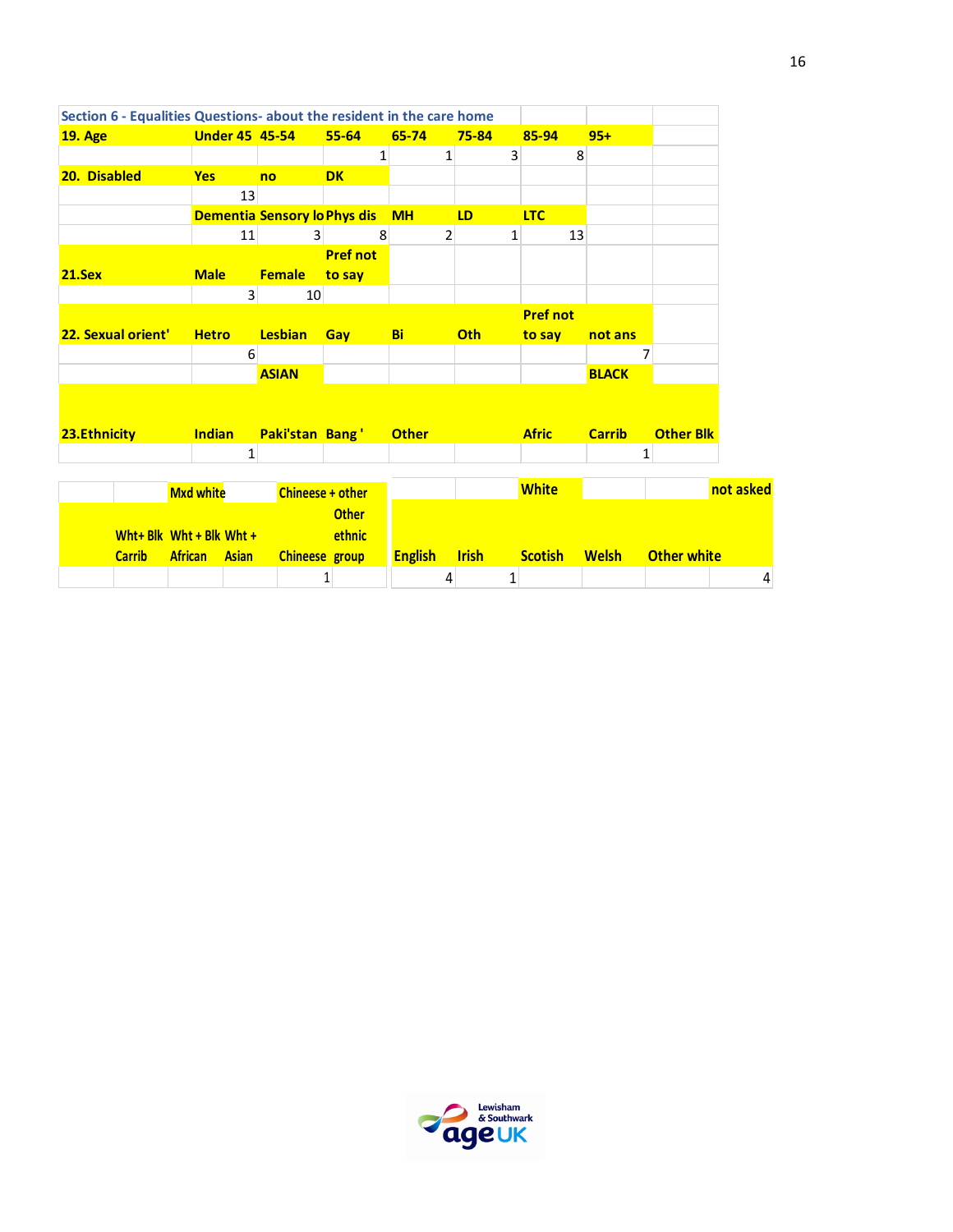| Section 6 - Equalities Questions- about the resident in the care home | | | | | | | | |
|---|---|---|---|---|---|---|---|---|
| **19. Age** | **Under 45** | **45-54** | **55-64** | **65-74** | **75-84** | **85-94** | **95+** | |
| | | | 1 | 1 | 3 | 8 | | |
| **20. Disabled** | **Yes** | **no** | **DK** | | | | | |
| | 13 | | | | | | | |
| | **Dementia** | **Sensory lo** | **Phys dis** | **MH** | **LD** | **LTC** | | |
| | 11 | 3 | 8 | 2 | 1 | 13 | | |
| **21.Sex** | **Male** | **Female** | **Pref not to say** | | | | | |
| | 3 | 10 | | | | | | |
| **22. Sexual orient'** | **Hetro** | **Lesbian** | **Gay** | **Bi** | **Oth** | **Pref not to say** | **not ans** | |
| | 6 | | | | | | 7 | |
| | | **ASIAN** | | | | | **BLACK** | |
| **23.Ethnicity** | **Indian** | **Paki'stan** | **Bang '** | **Other** | | **Afric** | **Carrib** | **Other Blk** |
| | 1 | | | | | | 1 | |

| | | **Mxd white** | | **Chineese + other** | | | | **White** | | | **not asked** |
|---|---|---|---|---|---|---|---|---|---|---|---|
| | **Wht+ Blk Carrib** | **Wht + Blk African** | **Wht + Asian** | **Chineese** | **Other ethnic group** | **English** | **Irish** | **Scotish** | **Welsh** | **Other white** | |
| | | | | 1 | | 4 | 1 | | | | 4 |